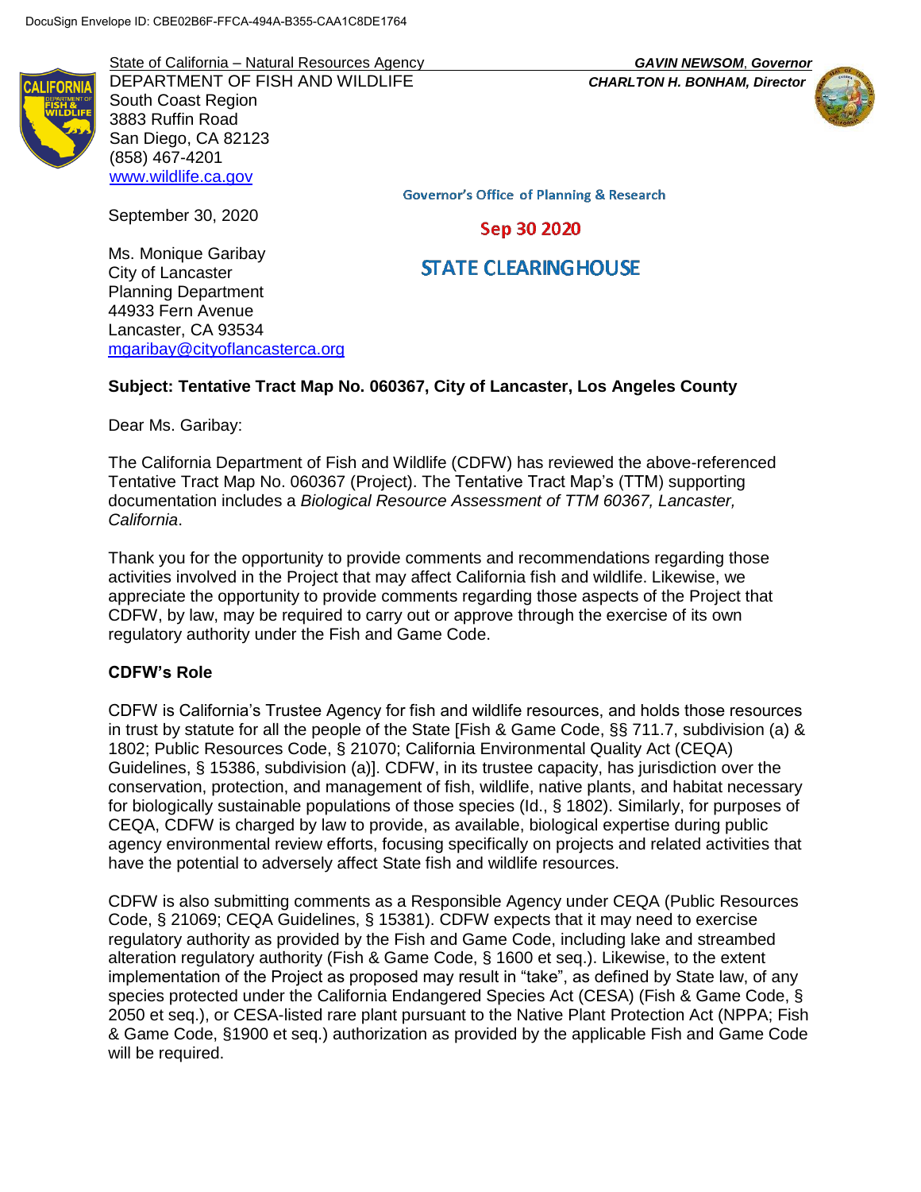DocuSign Envelope ID: CBE02B6F-FFCA-494A-B355-CAA1C8DE1764

State of California – Natural Resources Agency
DEPARTMENT OF FISH AND WILDLIFE
South Coast Region
3883 Ruffin Road
San Diego, CA 82123
(858) 467-4201
www.wildlife.ca.gov

***GAVIN NEWSOM*, *Governor***
***CHARLTON H. BONHAM, Director***

Governor's Office of Planning & Research

Sep 30 2020

STATE CLEARINGHOUSE

September 30, 2020

Ms. Monique Garibay
City of Lancaster
Planning Department
44933 Fern Avenue
Lancaster, CA 93534
mgaribay@cityoflancasterca.org

**Subject: Tentative Tract Map No. 060367, City of Lancaster, Los Angeles County**

Dear Ms. Garibay:

The California Department of Fish and Wildlife (CDFW) has reviewed the above-referenced Tentative Tract Map No. 060367 (Project). The Tentative Tract Map's (TTM) supporting documentation includes a *Biological Resource Assessment of TTM 60367, Lancaster, California*.

Thank you for the opportunity to provide comments and recommendations regarding those activities involved in the Project that may affect California fish and wildlife. Likewise, we appreciate the opportunity to provide comments regarding those aspects of the Project that CDFW, by law, may be required to carry out or approve through the exercise of its own regulatory authority under the Fish and Game Code.

**CDFW's Role**

CDFW is California's Trustee Agency for fish and wildlife resources, and holds those resources in trust by statute for all the people of the State [Fish & Game Code, §§ 711.7, subdivision (a) & 1802; Public Resources Code, § 21070; California Environmental Quality Act (CEQA) Guidelines, § 15386, subdivision (a)]. CDFW, in its trustee capacity, has jurisdiction over the conservation, protection, and management of fish, wildlife, native plants, and habitat necessary for biologically sustainable populations of those species (Id., § 1802). Similarly, for purposes of CEQA, CDFW is charged by law to provide, as available, biological expertise during public agency environmental review efforts, focusing specifically on projects and related activities that have the potential to adversely affect State fish and wildlife resources.

CDFW is also submitting comments as a Responsible Agency under CEQA (Public Resources Code, § 21069; CEQA Guidelines, § 15381). CDFW expects that it may need to exercise regulatory authority as provided by the Fish and Game Code, including lake and streambed alteration regulatory authority (Fish & Game Code, § 1600 et seq.). Likewise, to the extent implementation of the Project as proposed may result in "take", as defined by State law, of any species protected under the California Endangered Species Act (CESA) (Fish & Game Code, § 2050 et seq.), or CESA-listed rare plant pursuant to the Native Plant Protection Act (NPPA; Fish & Game Code, §1900 et seq.) authorization as provided by the applicable Fish and Game Code will be required.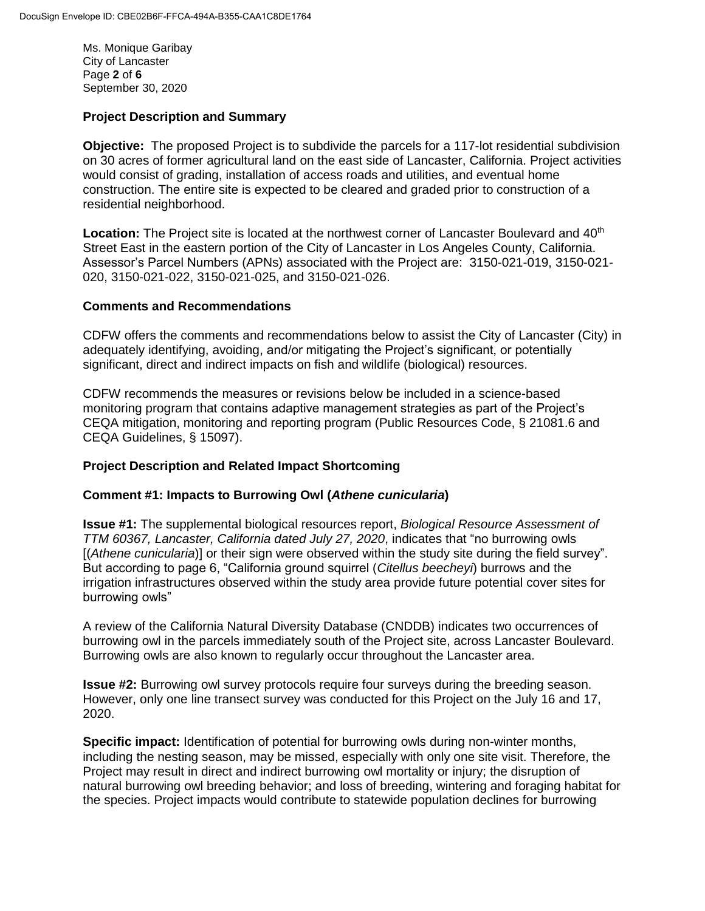Ms. Monique Garibay
City of Lancaster
September 30, 2020

### Project Description and Summary

**Objective:** The proposed Project is to subdivide the parcels for a 117-lot residential subdivision on 30 acres of former agricultural land on the east side of Lancaster, California. Project activities would consist of grading, installation of access roads and utilities, and eventual home construction. The entire site is expected to be cleared and graded prior to construction of a residential neighborhood.

**Location:** The Project site is located at the northwest corner of Lancaster Boulevard and 40th Street East in the eastern portion of the City of Lancaster in Los Angeles County, California. Assessor's Parcel Numbers (APNs) associated with the Project are: 3150-021-019, 3150-021-020, 3150-021-022, 3150-021-025, and 3150-021-026.

### Comments and Recommendations

CDFW offers the comments and recommendations below to assist the City of Lancaster (City) in adequately identifying, avoiding, and/or mitigating the Project's significant, or potentially significant, direct and indirect impacts on fish and wildlife (biological) resources.

CDFW recommends the measures or revisions below be included in a science-based monitoring program that contains adaptive management strategies as part of the Project's CEQA mitigation, monitoring and reporting program (Public Resources Code, § 21081.6 and CEQA Guidelines, § 15097).

### Project Description and Related Impact Shortcoming

### Comment #1: Impacts to Burrowing Owl (*Athene cunicularia*)

**Issue #1:** The supplemental biological resources report, *Biological Resource Assessment of TTM 60367, Lancaster, California dated July 27, 2020*, indicates that "no burrowing owls [(*Athene cunicularia*)] or their sign were observed within the study site during the field survey". But according to page 6, "California ground squirrel (*Citellus beecheyi*) burrows and the irrigation infrastructures observed within the study area provide future potential cover sites for burrowing owls"

A review of the California Natural Diversity Database (CNDDB) indicates two occurrences of burrowing owl in the parcels immediately south of the Project site, across Lancaster Boulevard. Burrowing owls are also known to regularly occur throughout the Lancaster area.

**Issue #2:** Burrowing owl survey protocols require four surveys during the breeding season. However, only one line transect survey was conducted for this Project on the July 16 and 17, 2020.

**Specific impact:** Identification of potential for burrowing owls during non-winter months, including the nesting season, may be missed, especially with only one site visit. Therefore, the Project may result in direct and indirect burrowing owl mortality or injury; the disruption of natural burrowing owl breeding behavior; and loss of breeding, wintering and foraging habitat for the species. Project impacts would contribute to statewide population declines for burrowing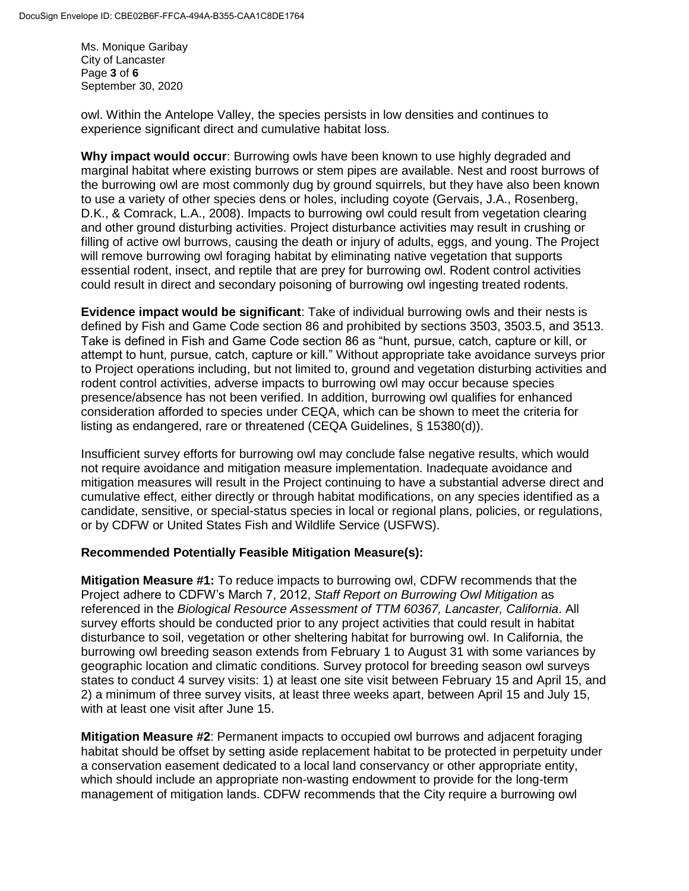owl. Within the Antelope Valley, the species persists in low densities and continues to experience significant direct and cumulative habitat loss.

**Why impact would occur**: Burrowing owls have been known to use highly degraded and marginal habitat where existing burrows or stem pipes are available. Nest and roost burrows of the burrowing owl are most commonly dug by ground squirrels, but they have also been known to use a variety of other species dens or holes, including coyote (Gervais, J.A., Rosenberg, D.K., & Comrack, L.A., 2008). Impacts to burrowing owl could result from vegetation clearing and other ground disturbing activities. Project disturbance activities may result in crushing or filling of active owl burrows, causing the death or injury of adults, eggs, and young. The Project will remove burrowing owl foraging habitat by eliminating native vegetation that supports essential rodent, insect, and reptile that are prey for burrowing owl. Rodent control activities could result in direct and secondary poisoning of burrowing owl ingesting treated rodents.

**Evidence impact would be significant**: Take of individual burrowing owls and their nests is defined by Fish and Game Code section 86 and prohibited by sections 3503, 3503.5, and 3513. Take is defined in Fish and Game Code section 86 as "hunt, pursue, catch, capture or kill, or attempt to hunt, pursue, catch, capture or kill." Without appropriate take avoidance surveys prior to Project operations including, but not limited to, ground and vegetation disturbing activities and rodent control activities, adverse impacts to burrowing owl may occur because species presence/absence has not been verified. In addition, burrowing owl qualifies for enhanced consideration afforded to species under CEQA, which can be shown to meet the criteria for listing as endangered, rare or threatened (CEQA Guidelines, § 15380(d)).

Insufficient survey efforts for burrowing owl may conclude false negative results, which would not require avoidance and mitigation measure implementation. Inadequate avoidance and mitigation measures will result in the Project continuing to have a substantial adverse direct and cumulative effect, either directly or through habitat modifications, on any species identified as a candidate, sensitive, or special-status species in local or regional plans, policies, or regulations, or by CDFW or United States Fish and Wildlife Service (USFWS).

**Recommended Potentially Feasible Mitigation Measure(s):**

**Mitigation Measure #1:** To reduce impacts to burrowing owl, CDFW recommends that the Project adhere to CDFW's March 7, 2012, *Staff Report on Burrowing Owl Mitigation* as referenced in the *Biological Resource Assessment of TTM 60367, Lancaster, California*. All survey efforts should be conducted prior to any project activities that could result in habitat disturbance to soil, vegetation or other sheltering habitat for burrowing owl. In California, the burrowing owl breeding season extends from February 1 to August 31 with some variances by geographic location and climatic conditions. Survey protocol for breeding season owl surveys states to conduct 4 survey visits: 1) at least one site visit between February 15 and April 15, and 2) a minimum of three survey visits, at least three weeks apart, between April 15 and July 15, with at least one visit after June 15.

**Mitigation Measure #2**: Permanent impacts to occupied owl burrows and adjacent foraging habitat should be offset by setting aside replacement habitat to be protected in perpetuity under a conservation easement dedicated to a local land conservancy or other appropriate entity, which should include an appropriate non-wasting endowment to provide for the long-term management of mitigation lands. CDFW recommends that the City require a burrowing owl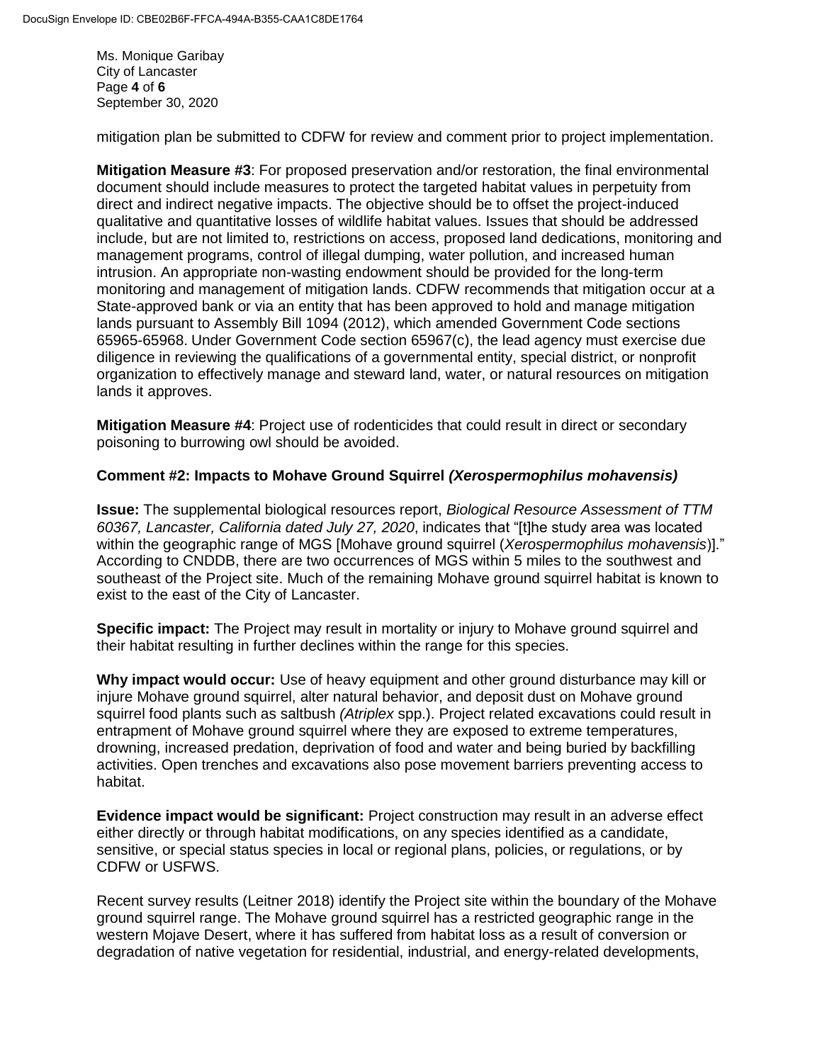mitigation plan be submitted to CDFW for review and comment prior to project implementation.

**Mitigation Measure #3**: For proposed preservation and/or restoration, the final environmental document should include measures to protect the targeted habitat values in perpetuity from direct and indirect negative impacts. The objective should be to offset the project-induced qualitative and quantitative losses of wildlife habitat values. Issues that should be addressed include, but are not limited to, restrictions on access, proposed land dedications, monitoring and management programs, control of illegal dumping, water pollution, and increased human intrusion. An appropriate non-wasting endowment should be provided for the long-term monitoring and management of mitigation lands. CDFW recommends that mitigation occur at a State-approved bank or via an entity that has been approved to hold and manage mitigation lands pursuant to Assembly Bill 1094 (2012), which amended Government Code sections 65965-65968. Under Government Code section 65967(c), the lead agency must exercise due diligence in reviewing the qualifications of a governmental entity, special district, or nonprofit organization to effectively manage and steward land, water, or natural resources on mitigation lands it approves.

**Mitigation Measure #4**: Project use of rodenticides that could result in direct or secondary poisoning to burrowing owl should be avoided.

**Comment #2: Impacts to Mohave Ground Squirrel *(Xerospermophilus mohavensis)***

**Issue:** The supplemental biological resources report, *Biological Resource Assessment of TTM 60367, Lancaster, California dated July 27, 2020*, indicates that "[t]he study area was located within the geographic range of MGS [Mohave ground squirrel (*Xerospermophilus mohavensis*)]." According to CNDDB, there are two occurrences of MGS within 5 miles to the southwest and southeast of the Project site. Much of the remaining Mohave ground squirrel habitat is known to exist to the east of the City of Lancaster.

**Specific impact:** The Project may result in mortality or injury to Mohave ground squirrel and their habitat resulting in further declines within the range for this species.

**Why impact would occur:** Use of heavy equipment and other ground disturbance may kill or injure Mohave ground squirrel, alter natural behavior, and deposit dust on Mohave ground squirrel food plants such as saltbush *(Atriplex* spp.). Project related excavations could result in entrapment of Mohave ground squirrel where they are exposed to extreme temperatures, drowning, increased predation, deprivation of food and water and being buried by backfilling activities. Open trenches and excavations also pose movement barriers preventing access to habitat.

**Evidence impact would be significant:** Project construction may result in an adverse effect either directly or through habitat modifications, on any species identified as a candidate, sensitive, or special status species in local or regional plans, policies, or regulations, or by CDFW or USFWS.

Recent survey results (Leitner 2018) identify the Project site within the boundary of the Mohave ground squirrel range. The Mohave ground squirrel has a restricted geographic range in the western Mojave Desert, where it has suffered from habitat loss as a result of conversion or degradation of native vegetation for residential, industrial, and energy-related developments,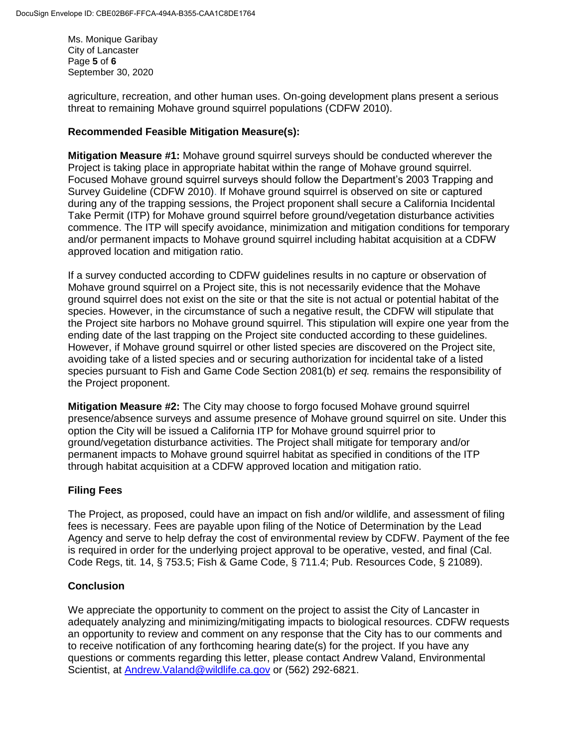agriculture, recreation, and other human uses. On-going development plans present a serious threat to remaining Mohave ground squirrel populations (CDFW 2010).

### Recommended Feasible Mitigation Measure(s):

**Mitigation Measure #1:** Mohave ground squirrel surveys should be conducted wherever the Project is taking place in appropriate habitat within the range of Mohave ground squirrel. Focused Mohave ground squirrel surveys should follow the Department's 2003 Trapping and Survey Guideline (CDFW 2010). If Mohave ground squirrel is observed on site or captured during any of the trapping sessions, the Project proponent shall secure a California Incidental Take Permit (ITP) for Mohave ground squirrel before ground/vegetation disturbance activities commence. The ITP will specify avoidance, minimization and mitigation conditions for temporary and/or permanent impacts to Mohave ground squirrel including habitat acquisition at a CDFW approved location and mitigation ratio.

If a survey conducted according to CDFW guidelines results in no capture or observation of Mohave ground squirrel on a Project site, this is not necessarily evidence that the Mohave ground squirrel does not exist on the site or that the site is not actual or potential habitat of the species. However, in the circumstance of such a negative result, the CDFW will stipulate that the Project site harbors no Mohave ground squirrel. This stipulation will expire one year from the ending date of the last trapping on the Project site conducted according to these guidelines. However, if Mohave ground squirrel or other listed species are discovered on the Project site, avoiding take of a listed species and or securing authorization for incidental take of a listed species pursuant to Fish and Game Code Section 2081(b) *et seq.* remains the responsibility of the Project proponent.

**Mitigation Measure #2:** The City may choose to forgo focused Mohave ground squirrel presence/absence surveys and assume presence of Mohave ground squirrel on site. Under this option the City will be issued a California ITP for Mohave ground squirrel prior to ground/vegetation disturbance activities. The Project shall mitigate for temporary and/or permanent impacts to Mohave ground squirrel habitat as specified in conditions of the ITP through habitat acquisition at a CDFW approved location and mitigation ratio.

## Filing Fees

The Project, as proposed, could have an impact on fish and/or wildlife, and assessment of filing fees is necessary. Fees are payable upon filing of the Notice of Determination by the Lead Agency and serve to help defray the cost of environmental review by CDFW. Payment of the fee is required in order for the underlying project approval to be operative, vested, and final (Cal. Code Regs, tit. 14, § 753.5; Fish & Game Code, § 711.4; Pub. Resources Code, § 21089).

## Conclusion

We appreciate the opportunity to comment on the project to assist the City of Lancaster in adequately analyzing and minimizing/mitigating impacts to biological resources. CDFW requests an opportunity to review and comment on any response that the City has to our comments and to receive notification of any forthcoming hearing date(s) for the project. If you have any questions or comments regarding this letter, please contact Andrew Valand, Environmental Scientist, at Andrew.Valand@wildlife.ca.gov or (562) 292-6821.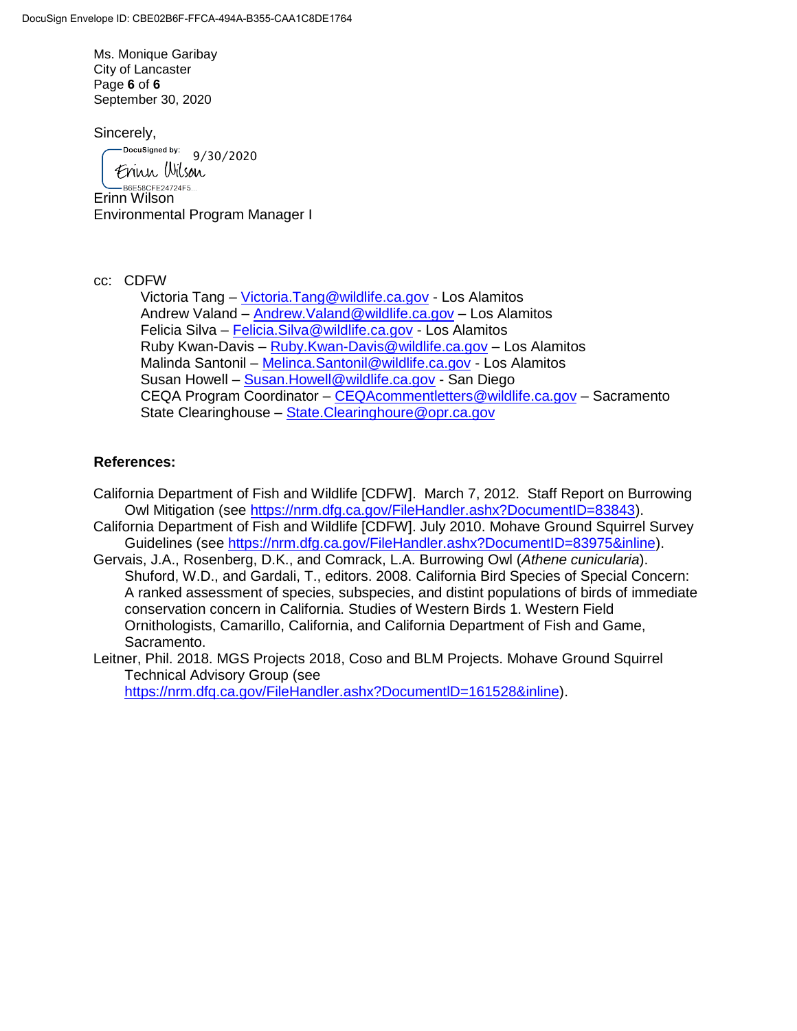Ms. Monique Garibay
City of Lancaster
September 30, 2020

Sincerely,

DocuSigned by: 9/30/2020
Erinn Wilson
B6E58CFE24724F5...

Erinn Wilson
Environmental Program Manager I

cc: CDFW

Victoria Tang – Victoria.Tang@wildlife.ca.gov - Los Alamitos
Andrew Valand – Andrew.Valand@wildlife.ca.gov – Los Alamitos
Felicia Silva – Felicia.Silva@wildlife.ca.gov - Los Alamitos
Ruby Kwan-Davis – Ruby.Kwan-Davis@wildlife.ca.gov – Los Alamitos
Malinda Santonil – Melinca.Santonil@wildlife.ca.gov - Los Alamitos
Susan Howell – Susan.Howell@wildlife.ca.gov - San Diego
CEQA Program Coordinator – CEQAcommentletters@wildlife.ca.gov – Sacramento
State Clearinghouse – State.Clearinghoure@opr.ca.gov

**References:**

California Department of Fish and Wildlife [CDFW]. March 7, 2012. Staff Report on Burrowing Owl Mitigation (see https://nrm.dfg.ca.gov/FileHandler.ashx?DocumentID=83843).

California Department of Fish and Wildlife [CDFW]. July 2010. Mohave Ground Squirrel Survey Guidelines (see https://nrm.dfg.ca.gov/FileHandler.ashx?DocumentID=83975&inline).

Gervais, J.A., Rosenberg, D.K., and Comrack, L.A. Burrowing Owl (*Athene cunicularia*). Shuford, W.D., and Gardali, T., editors. 2008. California Bird Species of Special Concern: A ranked assessment of species, subspecies, and distint populations of birds of immediate conservation concern in California. Studies of Western Birds 1. Western Field Ornithologists, Camarillo, California, and California Department of Fish and Game, Sacramento.

Leitner, Phil. 2018. MGS Projects 2018, Coso and BLM Projects. Mohave Ground Squirrel Technical Advisory Group (see https://nrm.dfg.ca.gov/FileHandler.ashx?DocumentID=161528&inline).